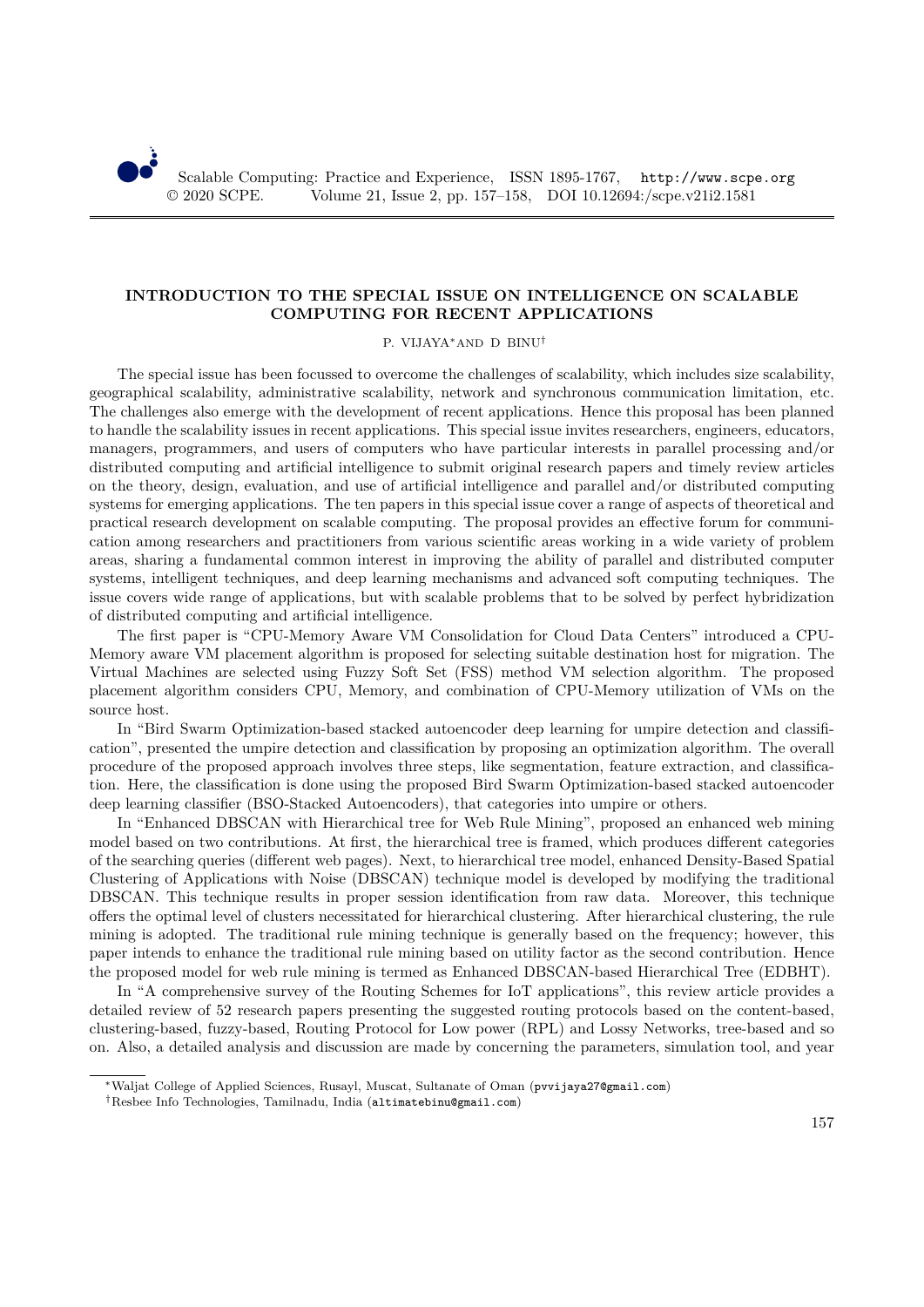# INTRODUCTION TO THE SPECIAL ISSUE ON INTELLIGENCE ON SCALABLE COMPUTING FOR RECENT APPLICATIONS

P. VIJAYA* AND D BINU†

The special issue has been focussed to overcome the challenges of scalability, which includes size scalability, geographical scalability, administrative scalability, network and synchronous communication limitation, etc. The challenges also emerge with the development of recent applications. Hence this proposal has been planned to handle the scalability issues in recent applications. This special issue invites researchers, engineers, educators, managers, programmers, and users of computers who have particular interests in parallel processing and/or distributed computing and artificial intelligence to submit original research papers and timely review articles on the theory, design, evaluation, and use of artificial intelligence and parallel and/or distributed computing systems for emerging applications. The ten papers in this special issue cover a range of aspects of theoretical and practical research development on scalable computing. The proposal provides an effective forum for communication among researchers and practitioners from various scientific areas working in a wide variety of problem areas, sharing a fundamental common interest in improving the ability of parallel and distributed computer systems, intelligent techniques, and deep learning mechanisms and advanced soft computing techniques. The issue covers wide range of applications, but with scalable problems that to be solved by perfect hybridization of distributed computing and artificial intelligence.

The first paper is "CPU-Memory Aware VM Consolidation for Cloud Data Centers" introduced a CPU-Memory aware VM placement algorithm is proposed for selecting suitable destination host for migration. The Virtual Machines are selected using Fuzzy Soft Set (FSS) method VM selection algorithm. The proposed placement algorithm considers CPU, Memory, and combination of CPU-Memory utilization of VMs on the source host.

In "Bird Swarm Optimization-based stacked autoencoder deep learning for umpire detection and classification", presented the umpire detection and classification by proposing an optimization algorithm. The overall procedure of the proposed approach involves three steps, like segmentation, feature extraction, and classification. Here, the classification is done using the proposed Bird Swarm Optimization-based stacked autoencoder deep learning classifier (BSO-Stacked Autoencoders), that categories into umpire or others.

In "Enhanced DBSCAN with Hierarchical tree for Web Rule Mining", proposed an enhanced web mining model based on two contributions. At first, the hierarchical tree is framed, which produces different categories of the searching queries (different web pages). Next, to hierarchical tree model, enhanced Density-Based Spatial Clustering of Applications with Noise (DBSCAN) technique model is developed by modifying the traditional DBSCAN. This technique results in proper session identification from raw data. Moreover, this technique offers the optimal level of clusters necessitated for hierarchical clustering. After hierarchical clustering, the rule mining is adopted. The traditional rule mining technique is generally based on the frequency; however, this paper intends to enhance the traditional rule mining based on utility factor as the second contribution. Hence the proposed model for web rule mining is termed as Enhanced DBSCAN-based Hierarchical Tree (EDBHT).

In "A comprehensive survey of the Routing Schemes for IoT applications", this review article provides a detailed review of 52 research papers presenting the suggested routing protocols based on the content-based, clustering-based, fuzzy-based, Routing Protocol for Low power (RPL) and Lossy Networks, tree-based and so on. Also, a detailed analysis and discussion are made by concerning the parameters, simulation tool, and year

---

*Waljat College of Applied Sciences, Rusayl, Muscat, Sultanate of Oman (pvvijaya27@gmail.com)

†Resbee Info Technologies, Tamilnadu, India (altimatebinu@gmail.com)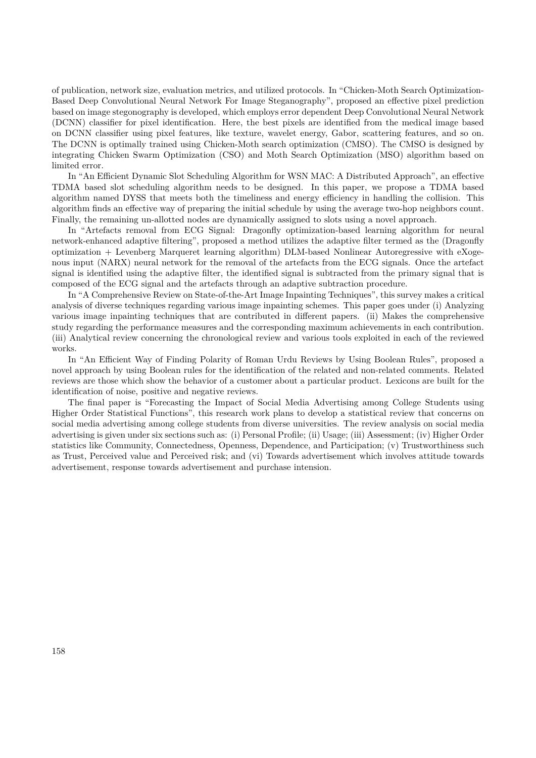of publication, network size, evaluation metrics, and utilized protocols. In "Chicken-Moth Search Optimization-Based Deep Convolutional Neural Network For Image Steganography", proposed an effective pixel prediction based on image stegonography is developed, which employs error dependent Deep Convolutional Neural Network (DCNN) classifier for pixel identification. Here, the best pixels are identified from the medical image based on DCNN classifier using pixel features, like texture, wavelet energy, Gabor, scattering features, and so on. The DCNN is optimally trained using Chicken-Moth search optimization (CMSO). The CMSO is designed by integrating Chicken Swarm Optimization (CSO) and Moth Search Optimization (MSO) algorithm based on limited error.

In "An Efficient Dynamic Slot Scheduling Algorithm for WSN MAC: A Distributed Approach", an effective TDMA based slot scheduling algorithm needs to be designed. In this paper, we propose a TDMA based algorithm named DYSS that meets both the timeliness and energy efficiency in handling the collision. This algorithm finds an effective way of preparing the initial schedule by using the average two-hop neighbors count. Finally, the remaining un-allotted nodes are dynamically assigned to slots using a novel approach.

In "Artefacts removal from ECG Signal: Dragonfly optimization-based learning algorithm for neural network-enhanced adaptive filtering", proposed a method utilizes the adaptive filter termed as the (Dragonfly optimization + Levenberg Marqueret learning algorithm) DLM-based Nonlinear Autoregressive with eXogenous input (NARX) neural network for the removal of the artefacts from the ECG signals. Once the artefact signal is identified using the adaptive filter, the identified signal is subtracted from the primary signal that is composed of the ECG signal and the artefacts through an adaptive subtraction procedure.

In "A Comprehensive Review on State-of-the-Art Image Inpainting Techniques", this survey makes a critical analysis of diverse techniques regarding various image inpainting schemes. This paper goes under (i) Analyzing various image inpainting techniques that are contributed in different papers. (ii) Makes the comprehensive study regarding the performance measures and the corresponding maximum achievements in each contribution. (iii) Analytical review concerning the chronological review and various tools exploited in each of the reviewed works.

In "An Efficient Way of Finding Polarity of Roman Urdu Reviews by Using Boolean Rules", proposed a novel approach by using Boolean rules for the identification of the related and non-related comments. Related reviews are those which show the behavior of a customer about a particular product. Lexicons are built for the identification of noise, positive and negative reviews.

The final paper is "Forecasting the Impact of Social Media Advertising among College Students using Higher Order Statistical Functions", this research work plans to develop a statistical review that concerns on social media advertising among college students from diverse universities. The review analysis on social media advertising is given under six sections such as: (i) Personal Profile; (ii) Usage; (iii) Assessment; (iv) Higher Order statistics like Community, Connectedness, Openness, Dependence, and Participation; (v) Trustworthiness such as Trust, Perceived value and Perceived risk; and (vi) Towards advertisement which involves attitude towards advertisement, response towards advertisement and purchase intension.